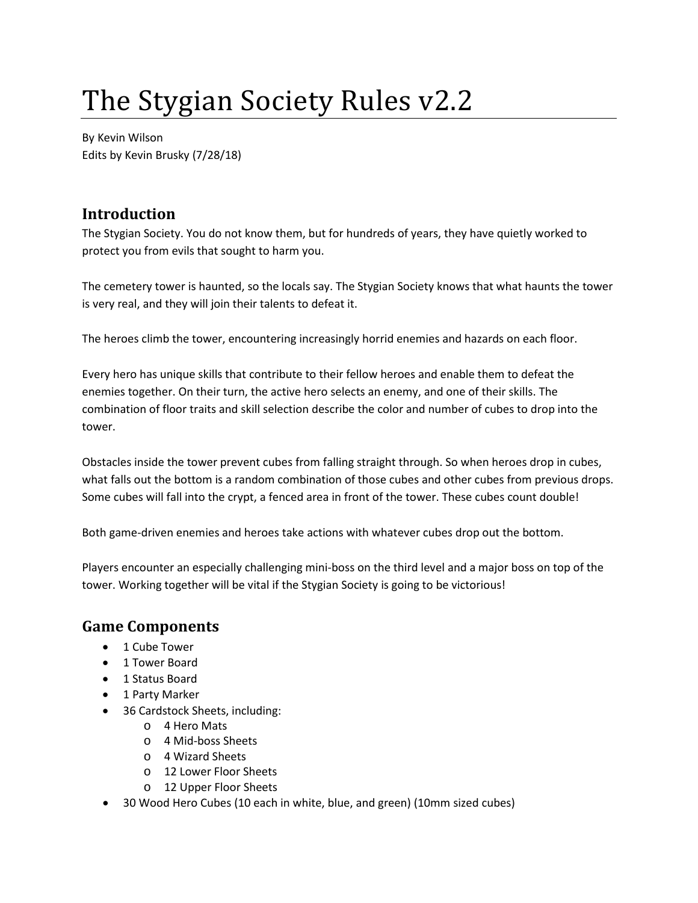# The Stygian Society Rules v2.2

By Kevin Wilson
Edits by Kevin Brusky (7/28/18)

## Introduction

The Stygian Society. You do not know them, but for hundreds of years, they have quietly worked to protect you from evils that sought to harm you.

The cemetery tower is haunted, so the locals say. The Stygian Society knows that what haunts the tower is very real, and they will join their talents to defeat it.

The heroes climb the tower, encountering increasingly horrid enemies and hazards on each floor.

Every hero has unique skills that contribute to their fellow heroes and enable them to defeat the enemies together. On their turn, the active hero selects an enemy, and one of their skills. The combination of floor traits and skill selection describe the color and number of cubes to drop into the tower.

Obstacles inside the tower prevent cubes from falling straight through. So when heroes drop in cubes, what falls out the bottom is a random combination of those cubes and other cubes from previous drops. Some cubes will fall into the crypt, a fenced area in front of the tower. These cubes count double!

Both game-driven enemies and heroes take actions with whatever cubes drop out the bottom.

Players encounter an especially challenging mini-boss on the third level and a major boss on top of the tower. Working together will be vital if the Stygian Society is going to be victorious!

## Game Components

- 1 Cube Tower
- 1 Tower Board
- 1 Status Board
- 1 Party Marker
- 36 Cardstock Sheets, including:
  - 4 Hero Mats
  - 4 Mid-boss Sheets
  - 4 Wizard Sheets
  - 12 Lower Floor Sheets
  - 12 Upper Floor Sheets
- 30 Wood Hero Cubes (10 each in white, blue, and green) (10mm sized cubes)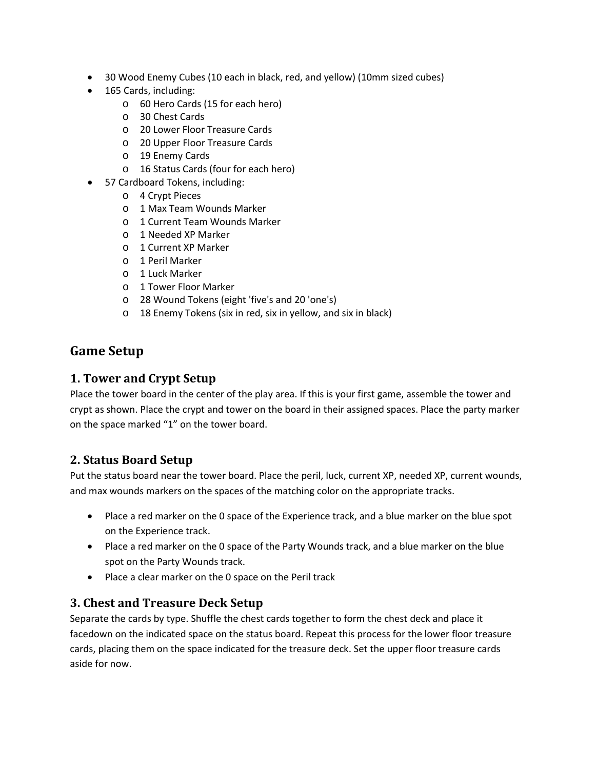- 30 Wood Enemy Cubes (10 each in black, red, and yellow) (10mm sized cubes)
- 165 Cards, including:
  - 60 Hero Cards (15 for each hero)
  - 30 Chest Cards
  - 20 Lower Floor Treasure Cards
  - 20 Upper Floor Treasure Cards
  - 19 Enemy Cards
  - 16 Status Cards (four for each hero)
- 57 Cardboard Tokens, including:
  - 4 Crypt Pieces
  - 1 Max Team Wounds Marker
  - 1 Current Team Wounds Marker
  - 1 Needed XP Marker
  - 1 Current XP Marker
  - 1 Peril Marker
  - 1 Luck Marker
  - 1 Tower Floor Marker
  - 28 Wound Tokens (eight 'five's and 20 'one's)
  - 18 Enemy Tokens (six in red, six in yellow, and six in black)

## Game Setup

### 1. Tower and Crypt Setup

Place the tower board in the center of the play area. If this is your first game, assemble the tower and crypt as shown. Place the crypt and tower on the board in their assigned spaces. Place the party marker on the space marked "1" on the tower board.

### 2. Status Board Setup

Put the status board near the tower board. Place the peril, luck, current XP, needed XP, current wounds, and max wounds markers on the spaces of the matching color on the appropriate tracks.

- Place a red marker on the 0 space of the Experience track, and a blue marker on the blue spot on the Experience track.
- Place a red marker on the 0 space of the Party Wounds track, and a blue marker on the blue spot on the Party Wounds track.
- Place a clear marker on the 0 space on the Peril track

### 3. Chest and Treasure Deck Setup

Separate the cards by type. Shuffle the chest cards together to form the chest deck and place it facedown on the indicated space on the status board. Repeat this process for the lower floor treasure cards, placing them on the space indicated for the treasure deck. Set the upper floor treasure cards aside for now.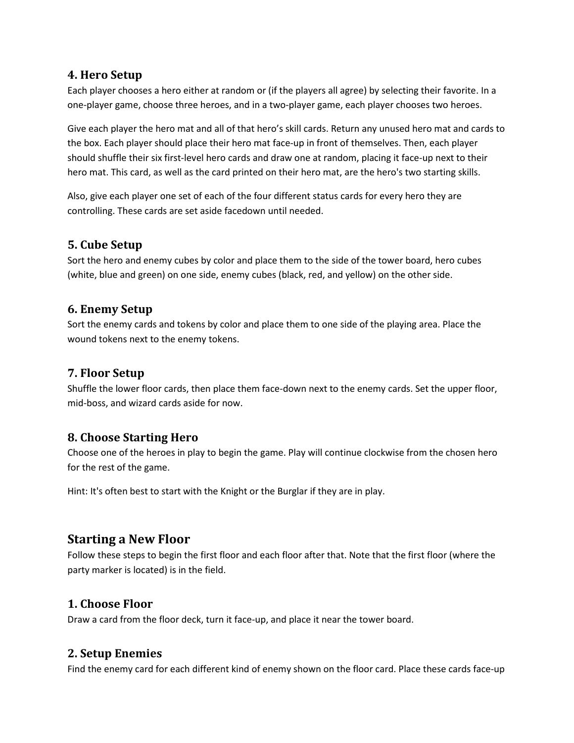### 4. Hero Setup

Each player chooses a hero either at random or (if the players all agree) by selecting their favorite. In a one-player game, choose three heroes, and in a two-player game, each player chooses two heroes.

Give each player the hero mat and all of that hero's skill cards. Return any unused hero mat and cards to the box. Each player should place their hero mat face-up in front of themselves. Then, each player should shuffle their six first-level hero cards and draw one at random, placing it face-up next to their hero mat. This card, as well as the card printed on their hero mat, are the hero's two starting skills.

Also, give each player one set of each of the four different status cards for every hero they are controlling. These cards are set aside facedown until needed.

### 5. Cube Setup

Sort the hero and enemy cubes by color and place them to the side of the tower board, hero cubes (white, blue and green) on one side, enemy cubes (black, red, and yellow) on the other side.

### 6. Enemy Setup

Sort the enemy cards and tokens by color and place them to one side of the playing area. Place the wound tokens next to the enemy tokens.

### 7. Floor Setup

Shuffle the lower floor cards, then place them face-down next to the enemy cards. Set the upper floor, mid-boss, and wizard cards aside for now.

### 8. Choose Starting Hero

Choose one of the heroes in play to begin the game. Play will continue clockwise from the chosen hero for the rest of the game.

Hint: It's often best to start with the Knight or the Burglar if they are in play.

## Starting a New Floor

Follow these steps to begin the first floor and each floor after that. Note that the first floor (where the party marker is located) is in the field.

### 1. Choose Floor

Draw a card from the floor deck, turn it face-up, and place it near the tower board.

### 2. Setup Enemies

Find the enemy card for each different kind of enemy shown on the floor card. Place these cards face-up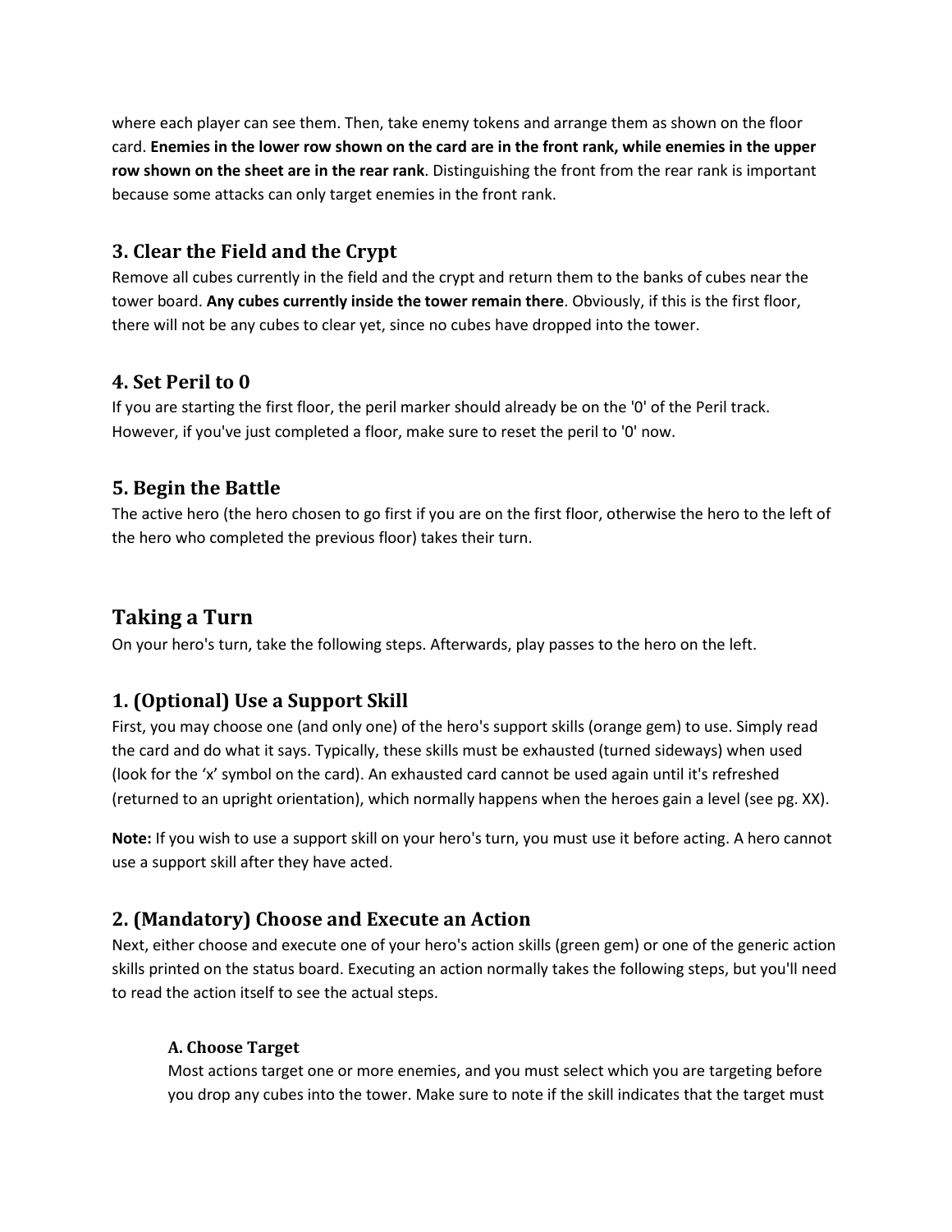where each player can see them. Then, take enemy tokens and arrange them as shown on the floor card. **Enemies in the lower row shown on the card are in the front rank, while enemies in the upper row shown on the sheet are in the rear rank**. Distinguishing the front from the rear rank is important because some attacks can only target enemies in the front rank.

### 3. Clear the Field and the Crypt

Remove all cubes currently in the field and the crypt and return them to the banks of cubes near the tower board. **Any cubes currently inside the tower remain there**. Obviously, if this is the first floor, there will not be any cubes to clear yet, since no cubes have dropped into the tower.

### 4. Set Peril to 0

If you are starting the first floor, the peril marker should already be on the '0' of the Peril track. However, if you've just completed a floor, make sure to reset the peril to '0' now.

### 5. Begin the Battle

The active hero (the hero chosen to go first if you are on the first floor, otherwise the hero to the left of the hero who completed the previous floor) takes their turn.

## Taking a Turn

On your hero's turn, take the following steps. Afterwards, play passes to the hero on the left.

### 1. (Optional) Use a Support Skill

First, you may choose one (and only one) of the hero's support skills (orange gem) to use. Simply read the card and do what it says. Typically, these skills must be exhausted (turned sideways) when used (look for the 'x' symbol on the card). An exhausted card cannot be used again until it's refreshed (returned to an upright orientation), which normally happens when the heroes gain a level (see pg. XX).

**Note:** If you wish to use a support skill on your hero's turn, you must use it before acting. A hero cannot use a support skill after they have acted.

### 2. (Mandatory) Choose and Execute an Action

Next, either choose and execute one of your hero's action skills (green gem) or one of the generic action skills printed on the status board. Executing an action normally takes the following steps, but you'll need to read the action itself to see the actual steps.

#### A. Choose Target

Most actions target one or more enemies, and you must select which you are targeting before you drop any cubes into the tower. Make sure to note if the skill indicates that the target must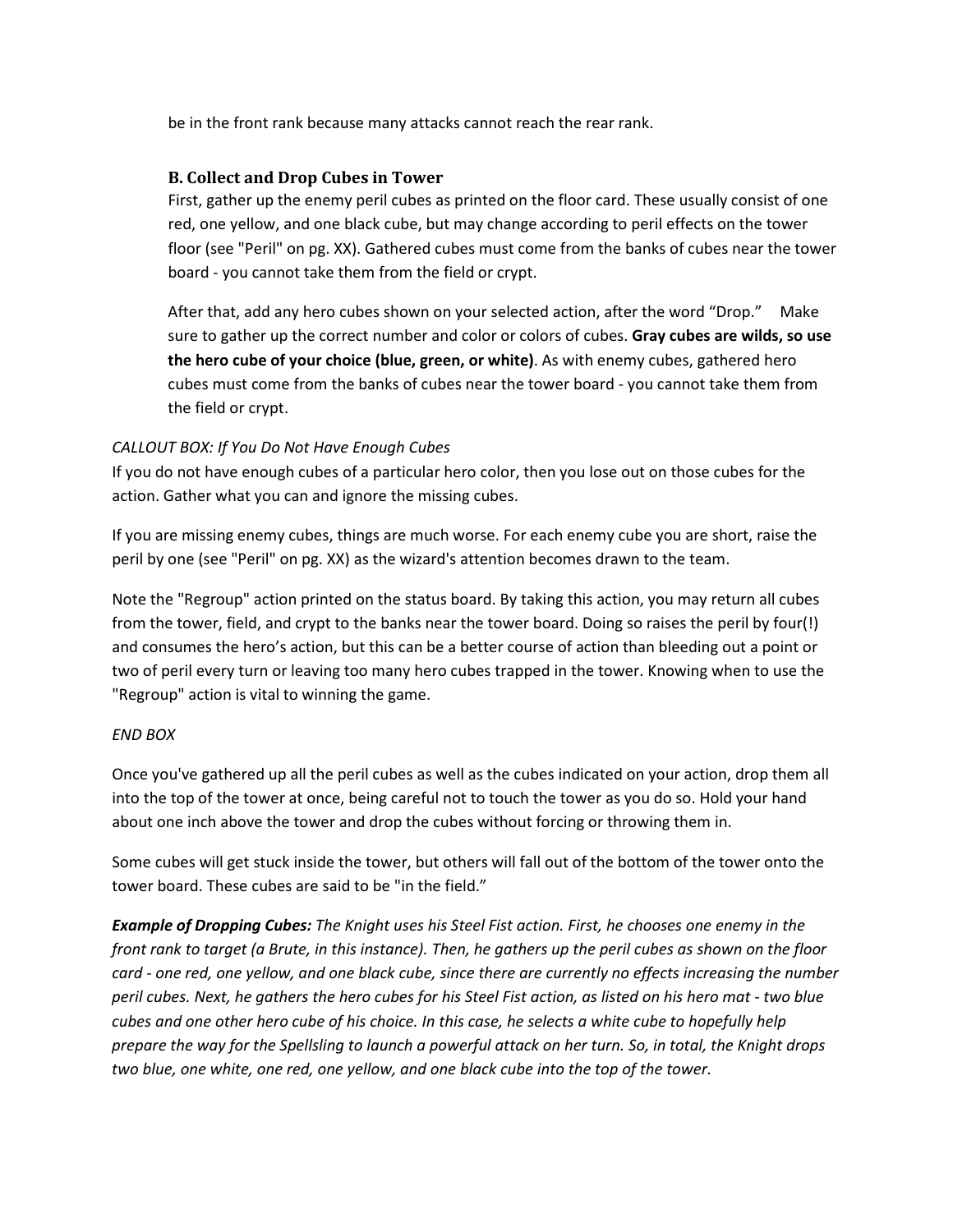be in the front rank because many attacks cannot reach the rear rank.

### B. Collect and Drop Cubes in Tower

First, gather up the enemy peril cubes as printed on the floor card. These usually consist of one red, one yellow, and one black cube, but may change according to peril effects on the tower floor (see "Peril" on pg. XX). Gathered cubes must come from the banks of cubes near the tower board - you cannot take them from the field or crypt.

After that, add any hero cubes shown on your selected action, after the word “Drop.” Make sure to gather up the correct number and color or colors of cubes. **Gray cubes are wilds, so use the hero cube of your choice (blue, green, or white)**. As with enemy cubes, gathered hero cubes must come from the banks of cubes near the tower board - you cannot take them from the field or crypt.

*CALLOUT BOX: If You Do Not Have Enough Cubes*

If you do not have enough cubes of a particular hero color, then you lose out on those cubes for the action. Gather what you can and ignore the missing cubes.

If you are missing enemy cubes, things are much worse. For each enemy cube you are short, raise the peril by one (see "Peril" on pg. XX) as the wizard's attention becomes drawn to the team.

Note the "Regroup" action printed on the status board. By taking this action, you may return all cubes from the tower, field, and crypt to the banks near the tower board. Doing so raises the peril by four(!) and consumes the hero’s action, but this can be a better course of action than bleeding out a point or two of peril every turn or leaving too many hero cubes trapped in the tower. Knowing when to use the "Regroup" action is vital to winning the game.

*END BOX*

Once you've gathered up all the peril cubes as well as the cubes indicated on your action, drop them all into the top of the tower at once, being careful not to touch the tower as you do so. Hold your hand about one inch above the tower and drop the cubes without forcing or throwing them in.

Some cubes will get stuck inside the tower, but others will fall out of the bottom of the tower onto the tower board. These cubes are said to be "in the field.”

***Example of Dropping Cubes:*** *The Knight uses his Steel Fist action. First, he chooses one enemy in the front rank to target (a Brute, in this instance). Then, he gathers up the peril cubes as shown on the floor card - one red, one yellow, and one black cube, since there are currently no effects increasing the number peril cubes. Next, he gathers the hero cubes for his Steel Fist action, as listed on his hero mat - two blue cubes and one other hero cube of his choice. In this case, he selects a white cube to hopefully help prepare the way for the Spellsling to launch a powerful attack on her turn. So, in total, the Knight drops two blue, one white, one red, one yellow, and one black cube into the top of the tower.*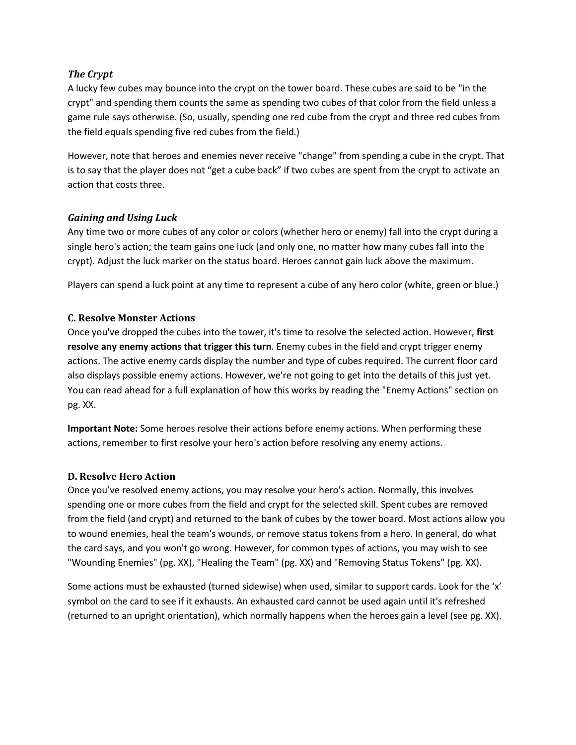### *The Crypt*

A lucky few cubes may bounce into the crypt on the tower board. These cubes are said to be "in the crypt" and spending them counts the same as spending two cubes of that color from the field unless a game rule says otherwise. (So, usually, spending one red cube from the crypt and three red cubes from the field equals spending five red cubes from the field.)

However, note that heroes and enemies never receive "change" from spending a cube in the crypt. That is to say that the player does not "get a cube back" if two cubes are spent from the crypt to activate an action that costs three.

### *Gaining and Using Luck*

Any time two or more cubes of any color or colors (whether hero or enemy) fall into the crypt during a single hero's action; the team gains one luck (and only one, no matter how many cubes fall into the crypt). Adjust the luck marker on the status board. Heroes cannot gain luck above the maximum.

Players can spend a luck point at any time to represent a cube of any hero color (white, green or blue.)

## C. Resolve Monster Actions

Once you've dropped the cubes into the tower, it's time to resolve the selected action. However, **first resolve any enemy actions that trigger this turn**. Enemy cubes in the field and crypt trigger enemy actions. The active enemy cards display the number and type of cubes required. The current floor card also displays possible enemy actions. However, we're not going to get into the details of this just yet. You can read ahead for a full explanation of how this works by reading the "Enemy Actions" section on pg. XX.

**Important Note:** Some heroes resolve their actions before enemy actions. When performing these actions, remember to first resolve your hero's action before resolving any enemy actions.

## D. Resolve Hero Action

Once you've resolved enemy actions, you may resolve your hero's action. Normally, this involves spending one or more cubes from the field and crypt for the selected skill. Spent cubes are removed from the field (and crypt) and returned to the bank of cubes by the tower board. Most actions allow you to wound enemies, heal the team's wounds, or remove status tokens from a hero. In general, do what the card says, and you won't go wrong. However, for common types of actions, you may wish to see "Wounding Enemies" (pg. XX), "Healing the Team" (pg. XX) and "Removing Status Tokens" (pg. XX).

Some actions must be exhausted (turned sidewise) when used, similar to support cards. Look for the 'x' symbol on the card to see if it exhausts. An exhausted card cannot be used again until it's refreshed (returned to an upright orientation), which normally happens when the heroes gain a level (see pg. XX).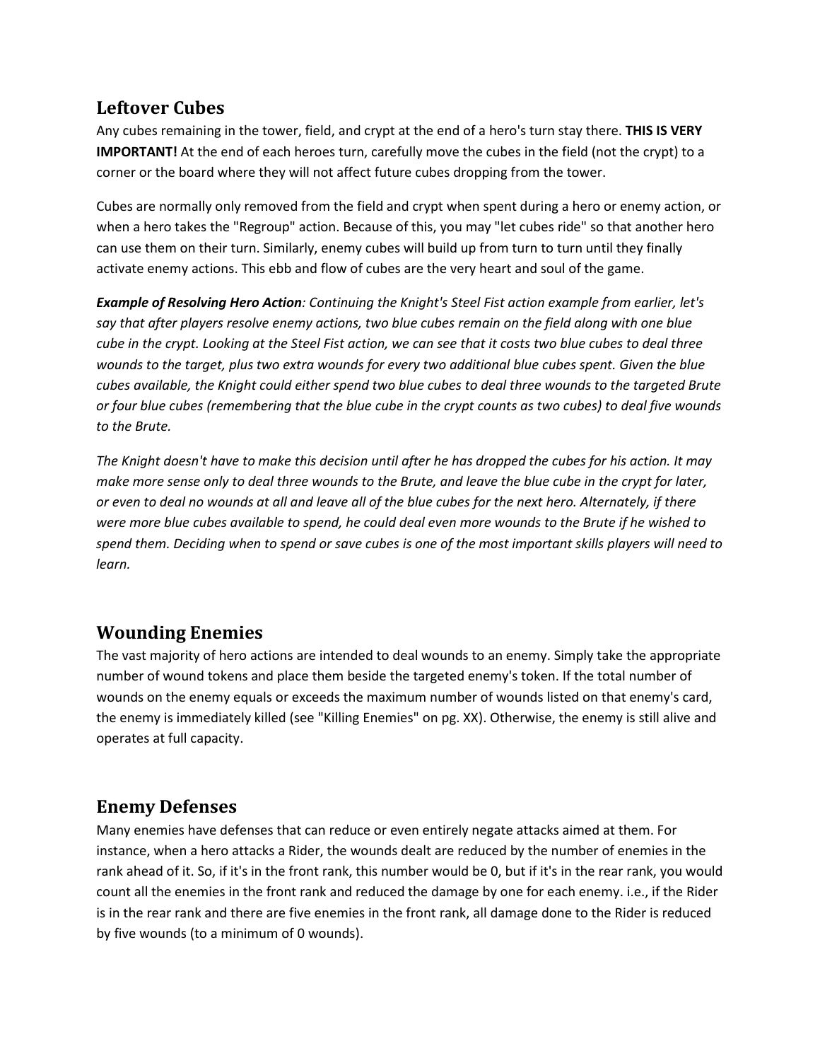## Leftover Cubes

Any cubes remaining in the tower, field, and crypt at the end of a hero's turn stay there. **THIS IS VERY IMPORTANT!** At the end of each heroes turn, carefully move the cubes in the field (not the crypt) to a corner or the board where they will not affect future cubes dropping from the tower.

Cubes are normally only removed from the field and crypt when spent during a hero or enemy action, or when a hero takes the "Regroup" action. Because of this, you may "let cubes ride" so that another hero can use them on their turn. Similarly, enemy cubes will build up from turn to turn until they finally activate enemy actions. This ebb and flow of cubes are the very heart and soul of the game.

***Example of Resolving Hero Action****: Continuing the Knight's Steel Fist action example from earlier, let's say that after players resolve enemy actions, two blue cubes remain on the field along with one blue cube in the crypt. Looking at the Steel Fist action, we can see that it costs two blue cubes to deal three wounds to the target, plus two extra wounds for every two additional blue cubes spent. Given the blue cubes available, the Knight could either spend two blue cubes to deal three wounds to the targeted Brute or four blue cubes (remembering that the blue cube in the crypt counts as two cubes) to deal five wounds to the Brute.*

*The Knight doesn't have to make this decision until after he has dropped the cubes for his action. It may make more sense only to deal three wounds to the Brute, and leave the blue cube in the crypt for later, or even to deal no wounds at all and leave all of the blue cubes for the next hero. Alternately, if there were more blue cubes available to spend, he could deal even more wounds to the Brute if he wished to spend them. Deciding when to spend or save cubes is one of the most important skills players will need to learn.*

## Wounding Enemies

The vast majority of hero actions are intended to deal wounds to an enemy. Simply take the appropriate number of wound tokens and place them beside the targeted enemy's token. If the total number of wounds on the enemy equals or exceeds the maximum number of wounds listed on that enemy's card, the enemy is immediately killed (see "Killing Enemies" on pg. XX). Otherwise, the enemy is still alive and operates at full capacity.

## Enemy Defenses

Many enemies have defenses that can reduce or even entirely negate attacks aimed at them. For instance, when a hero attacks a Rider, the wounds dealt are reduced by the number of enemies in the rank ahead of it. So, if it's in the front rank, this number would be 0, but if it's in the rear rank, you would count all the enemies in the front rank and reduced the damage by one for each enemy. i.e., if the Rider is in the rear rank and there are five enemies in the front rank, all damage done to the Rider is reduced by five wounds (to a minimum of 0 wounds).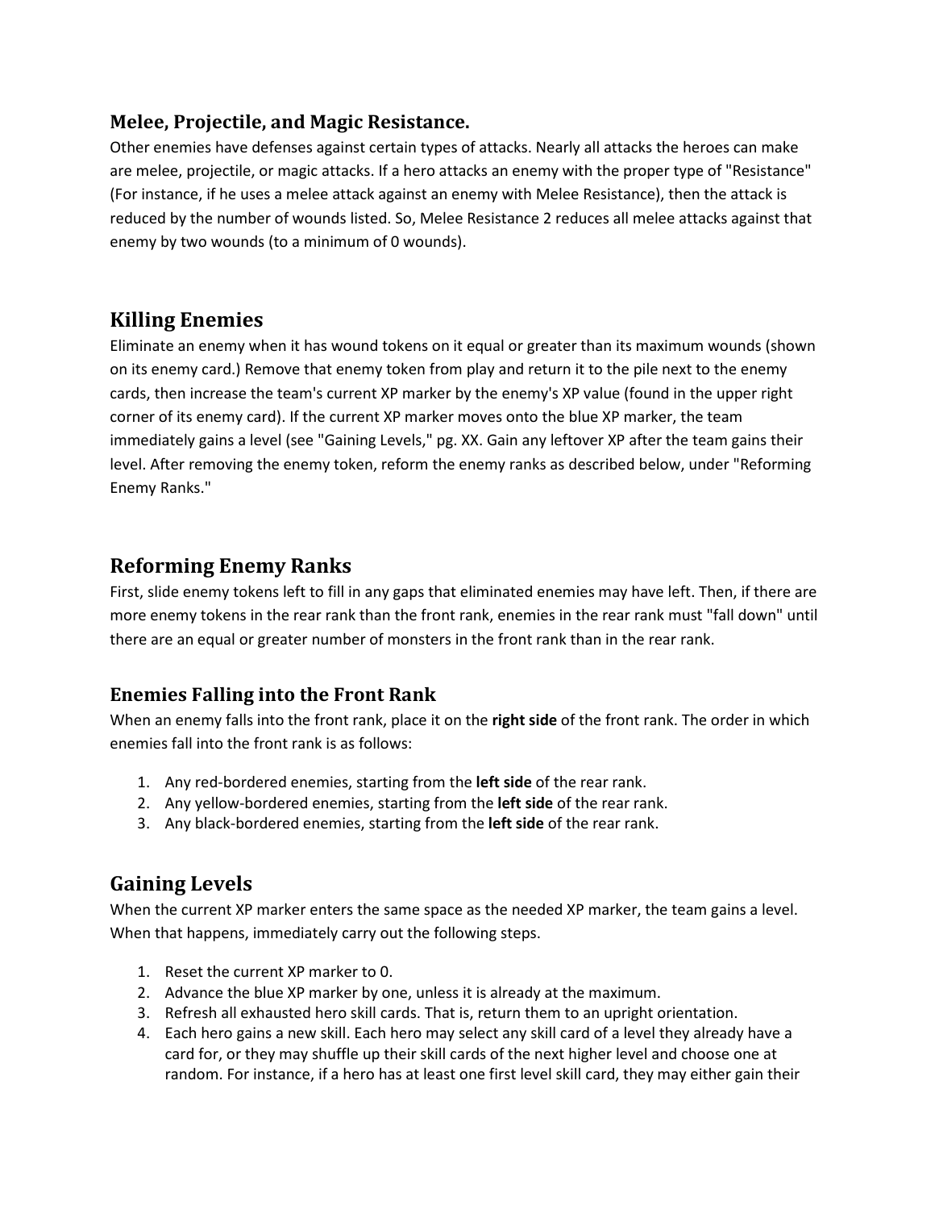### Melee, Projectile, and Magic Resistance.

Other enemies have defenses against certain types of attacks. Nearly all attacks the heroes can make are melee, projectile, or magic attacks. If a hero attacks an enemy with the proper type of "Resistance" (For instance, if he uses a melee attack against an enemy with Melee Resistance), then the attack is reduced by the number of wounds listed. So, Melee Resistance 2 reduces all melee attacks against that enemy by two wounds (to a minimum of 0 wounds).

## Killing Enemies

Eliminate an enemy when it has wound tokens on it equal or greater than its maximum wounds (shown on its enemy card.) Remove that enemy token from play and return it to the pile next to the enemy cards, then increase the team's current XP marker by the enemy's XP value (found in the upper right corner of its enemy card). If the current XP marker moves onto the blue XP marker, the team immediately gains a level (see "Gaining Levels," pg. XX. Gain any leftover XP after the team gains their level. After removing the enemy token, reform the enemy ranks as described below, under "Reforming Enemy Ranks."

## Reforming Enemy Ranks

First, slide enemy tokens left to fill in any gaps that eliminated enemies may have left. Then, if there are more enemy tokens in the rear rank than the front rank, enemies in the rear rank must "fall down" until there are an equal or greater number of monsters in the front rank than in the rear rank.

### Enemies Falling into the Front Rank

When an enemy falls into the front rank, place it on the **right side** of the front rank. The order in which enemies fall into the front rank is as follows:

1. Any red-bordered enemies, starting from the **left side** of the rear rank.
2. Any yellow-bordered enemies, starting from the **left side** of the rear rank.
3. Any black-bordered enemies, starting from the **left side** of the rear rank.

## Gaining Levels

When the current XP marker enters the same space as the needed XP marker, the team gains a level. When that happens, immediately carry out the following steps.

1. Reset the current XP marker to 0.
2. Advance the blue XP marker by one, unless it is already at the maximum.
3. Refresh all exhausted hero skill cards. That is, return them to an upright orientation.
4. Each hero gains a new skill. Each hero may select any skill card of a level they already have a card for, or they may shuffle up their skill cards of the next higher level and choose one at random. For instance, if a hero has at least one first level skill card, they may either gain their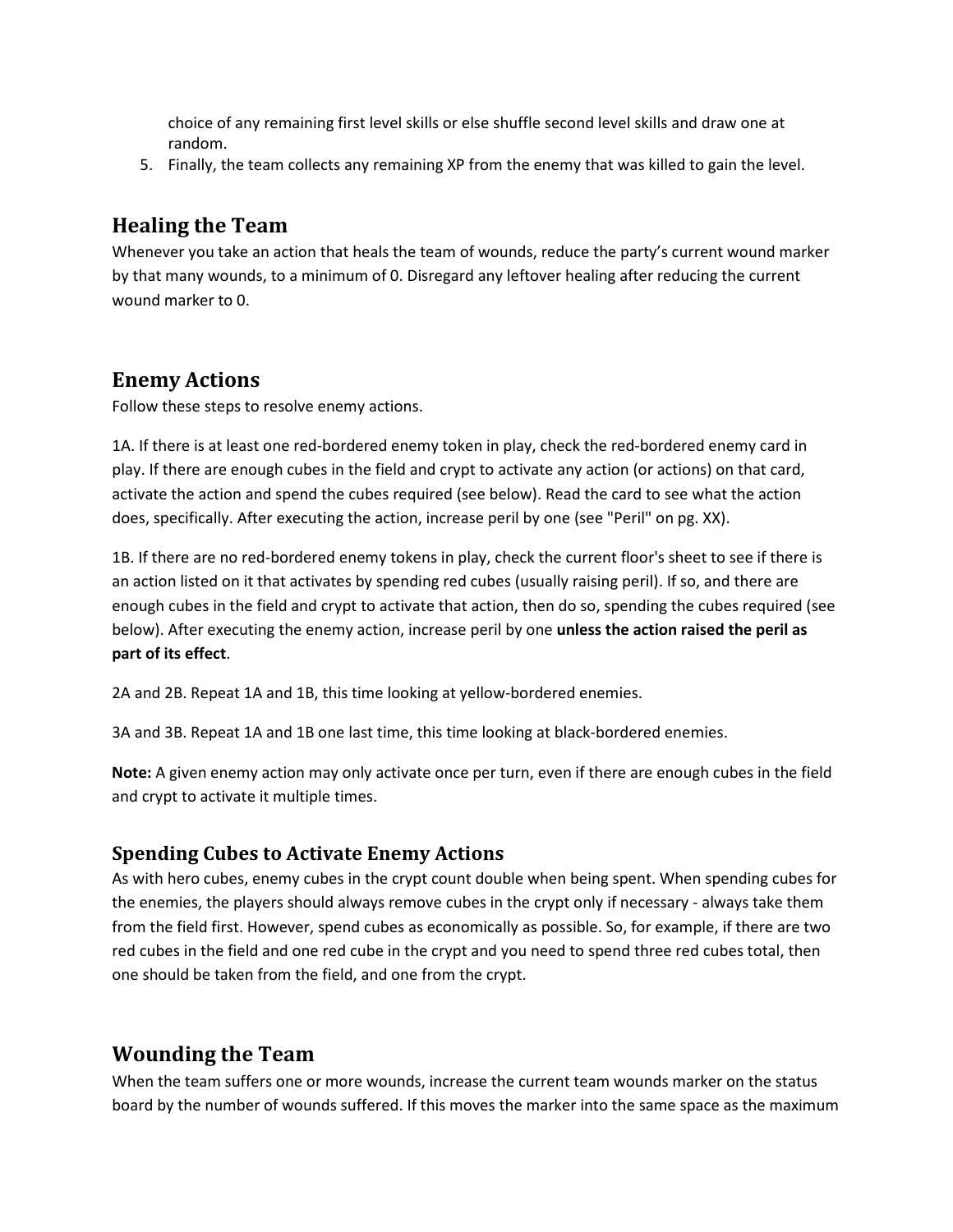choice of any remaining first level skills or else shuffle second level skills and draw one at random.

5. Finally, the team collects any remaining XP from the enemy that was killed to gain the level.

## Healing the Team

Whenever you take an action that heals the team of wounds, reduce the party's current wound marker by that many wounds, to a minimum of 0. Disregard any leftover healing after reducing the current wound marker to 0.

## Enemy Actions

Follow these steps to resolve enemy actions.

1A. If there is at least one red-bordered enemy token in play, check the red-bordered enemy card in play. If there are enough cubes in the field and crypt to activate any action (or actions) on that card, activate the action and spend the cubes required (see below). Read the card to see what the action does, specifically. After executing the action, increase peril by one (see "Peril" on pg. XX).

1B. If there are no red-bordered enemy tokens in play, check the current floor's sheet to see if there is an action listed on it that activates by spending red cubes (usually raising peril). If so, and there are enough cubes in the field and crypt to activate that action, then do so, spending the cubes required (see below). After executing the enemy action, increase peril by one **unless the action raised the peril as part of its effect**.

2A and 2B. Repeat 1A and 1B, this time looking at yellow-bordered enemies.

3A and 3B. Repeat 1A and 1B one last time, this time looking at black-bordered enemies.

**Note:** A given enemy action may only activate once per turn, even if there are enough cubes in the field and crypt to activate it multiple times.

### Spending Cubes to Activate Enemy Actions

As with hero cubes, enemy cubes in the crypt count double when being spent. When spending cubes for the enemies, the players should always remove cubes in the crypt only if necessary - always take them from the field first. However, spend cubes as economically as possible. So, for example, if there are two red cubes in the field and one red cube in the crypt and you need to spend three red cubes total, then one should be taken from the field, and one from the crypt.

## Wounding the Team

When the team suffers one or more wounds, increase the current team wounds marker on the status board by the number of wounds suffered. If this moves the marker into the same space as the maximum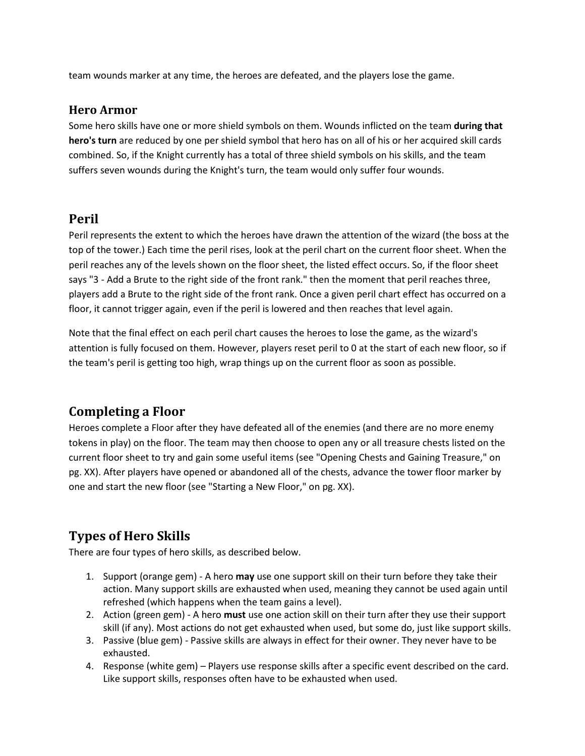team wounds marker at any time, the heroes are defeated, and the players lose the game.

### Hero Armor

Some hero skills have one or more shield symbols on them. Wounds inflicted on the team **during that hero's turn** are reduced by one per shield symbol that hero has on all of his or her acquired skill cards combined. So, if the Knight currently has a total of three shield symbols on his skills, and the team suffers seven wounds during the Knight's turn, the team would only suffer four wounds.

## Peril

Peril represents the extent to which the heroes have drawn the attention of the wizard (the boss at the top of the tower.) Each time the peril rises, look at the peril chart on the current floor sheet. When the peril reaches any of the levels shown on the floor sheet, the listed effect occurs. So, if the floor sheet says "3 - Add a Brute to the right side of the front rank." then the moment that peril reaches three, players add a Brute to the right side of the front rank. Once a given peril chart effect has occurred on a floor, it cannot trigger again, even if the peril is lowered and then reaches that level again.

Note that the final effect on each peril chart causes the heroes to lose the game, as the wizard's attention is fully focused on them. However, players reset peril to 0 at the start of each new floor, so if the team's peril is getting too high, wrap things up on the current floor as soon as possible.

## Completing a Floor

Heroes complete a Floor after they have defeated all of the enemies (and there are no more enemy tokens in play) on the floor. The team may then choose to open any or all treasure chests listed on the current floor sheet to try and gain some useful items (see "Opening Chests and Gaining Treasure," on pg. XX). After players have opened or abandoned all of the chests, advance the tower floor marker by one and start the new floor (see "Starting a New Floor," on pg. XX).

## Types of Hero Skills

There are four types of hero skills, as described below.

1. Support (orange gem) - A hero **may** use one support skill on their turn before they take their action. Many support skills are exhausted when used, meaning they cannot be used again until refreshed (which happens when the team gains a level).
2. Action (green gem) - A hero **must** use one action skill on their turn after they use their support skill (if any). Most actions do not get exhausted when used, but some do, just like support skills.
3. Passive (blue gem) - Passive skills are always in effect for their owner. They never have to be exhausted.
4. Response (white gem) – Players use response skills after a specific event described on the card. Like support skills, responses often have to be exhausted when used.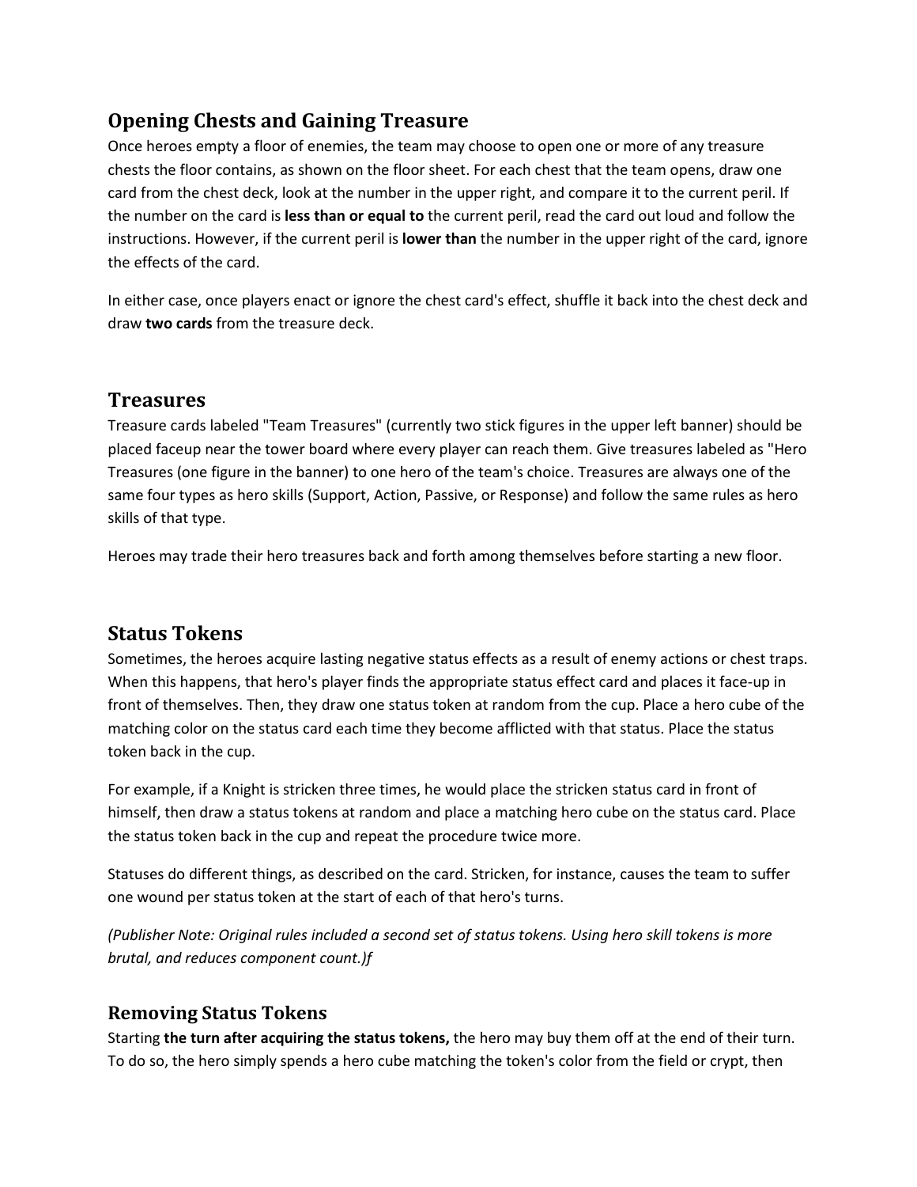## Opening Chests and Gaining Treasure

Once heroes empty a floor of enemies, the team may choose to open one or more of any treasure chests the floor contains, as shown on the floor sheet. For each chest that the team opens, draw one card from the chest deck, look at the number in the upper right, and compare it to the current peril. If the number on the card is **less than or equal to** the current peril, read the card out loud and follow the instructions. However, if the current peril is **lower than** the number in the upper right of the card, ignore the effects of the card.

In either case, once players enact or ignore the chest card's effect, shuffle it back into the chest deck and draw **two cards** from the treasure deck.

## Treasures

Treasure cards labeled "Team Treasures" (currently two stick figures in the upper left banner) should be placed faceup near the tower board where every player can reach them. Give treasures labeled as "Hero Treasures (one figure in the banner) to one hero of the team's choice. Treasures are always one of the same four types as hero skills (Support, Action, Passive, or Response) and follow the same rules as hero skills of that type.

Heroes may trade their hero treasures back and forth among themselves before starting a new floor.

## Status Tokens

Sometimes, the heroes acquire lasting negative status effects as a result of enemy actions or chest traps. When this happens, that hero's player finds the appropriate status effect card and places it face-up in front of themselves. Then, they draw one status token at random from the cup. Place a hero cube of the matching color on the status card each time they become afflicted with that status. Place the status token back in the cup.

For example, if a Knight is stricken three times, he would place the stricken status card in front of himself, then draw a status tokens at random and place a matching hero cube on the status card. Place the status token back in the cup and repeat the procedure twice more.

Statuses do different things, as described on the card. Stricken, for instance, causes the team to suffer one wound per status token at the start of each of that hero's turns.

*(Publisher Note: Original rules included a second set of status tokens. Using hero skill tokens is more brutal, and reduces component count.)f*

### Removing Status Tokens

Starting **the turn after acquiring the status tokens,** the hero may buy them off at the end of their turn. To do so, the hero simply spends a hero cube matching the token's color from the field or crypt, then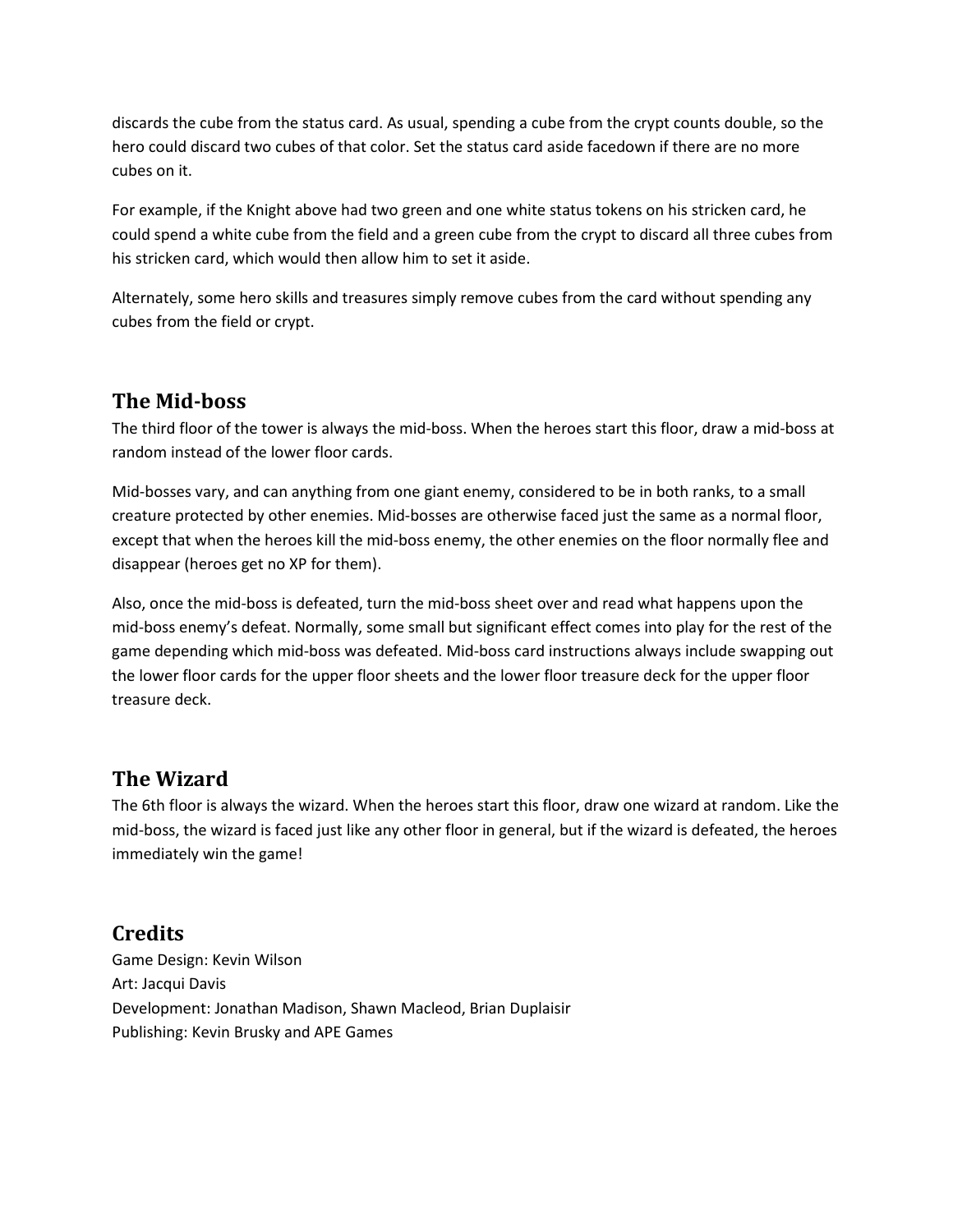discards the cube from the status card. As usual, spending a cube from the crypt counts double, so the hero could discard two cubes of that color. Set the status card aside facedown if there are no more cubes on it.

For example, if the Knight above had two green and one white status tokens on his stricken card, he could spend a white cube from the field and a green cube from the crypt to discard all three cubes from his stricken card, which would then allow him to set it aside.

Alternately, some hero skills and treasures simply remove cubes from the card without spending any cubes from the field or crypt.

## The Mid-boss

The third floor of the tower is always the mid-boss. When the heroes start this floor, draw a mid-boss at random instead of the lower floor cards.

Mid-bosses vary, and can anything from one giant enemy, considered to be in both ranks, to a small creature protected by other enemies. Mid-bosses are otherwise faced just the same as a normal floor, except that when the heroes kill the mid-boss enemy, the other enemies on the floor normally flee and disappear (heroes get no XP for them).

Also, once the mid-boss is defeated, turn the mid-boss sheet over and read what happens upon the mid-boss enemy's defeat. Normally, some small but significant effect comes into play for the rest of the game depending which mid-boss was defeated. Mid-boss card instructions always include swapping out the lower floor cards for the upper floor sheets and the lower floor treasure deck for the upper floor treasure deck.

## The Wizard

The 6th floor is always the wizard. When the heroes start this floor, draw one wizard at random. Like the mid-boss, the wizard is faced just like any other floor in general, but if the wizard is defeated, the heroes immediately win the game!

## Credits

Game Design: Kevin Wilson
Art: Jacqui Davis
Development: Jonathan Madison, Shawn Macleod, Brian Duplaisir
Publishing: Kevin Brusky and APE Games